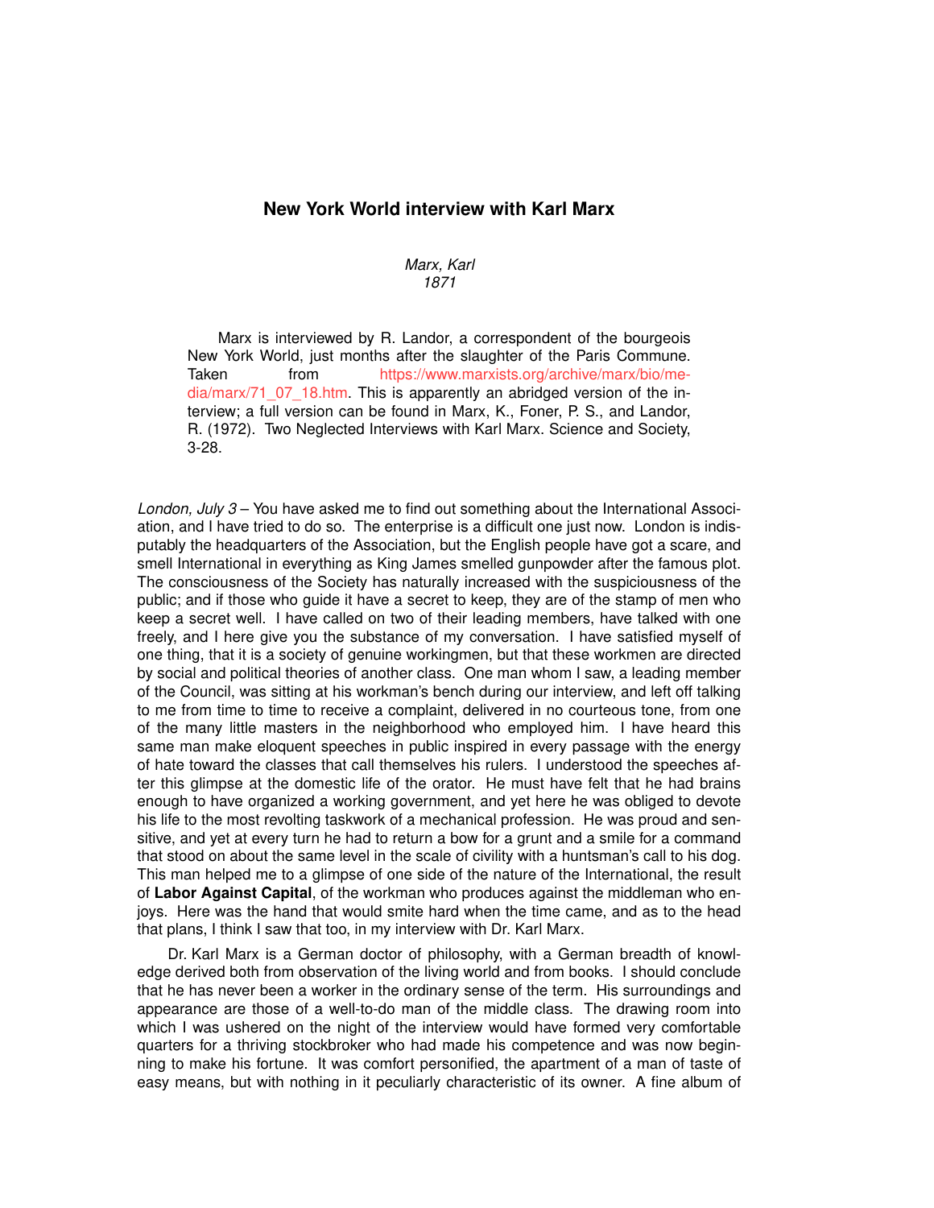# New York World interview with Karl Marx

*Marx, Karl*
*1871*

Marx is interviewed by R. Landor, a correspondent of the bourgeois New York World, just months after the slaughter of the Paris Commune. Taken from https://www.marxists.org/archive/marx/bio/media/marx/71_07_18.htm. This is apparently an abridged version of the interview; a full version can be found in Marx, K., Foner, P. S., and Landor, R. (1972). Two Neglected Interviews with Karl Marx. Science and Society, 3-28.

*London, July 3* – You have asked me to find out something about the International Association, and I have tried to do so. The enterprise is a difficult one just now. London is indisputably the headquarters of the Association, but the English people have got a scare, and smell International in everything as King James smelled gunpowder after the famous plot. The consciousness of the Society has naturally increased with the suspiciousness of the public; and if those who guide it have a secret to keep, they are of the stamp of men who keep a secret well. I have called on two of their leading members, have talked with one freely, and I here give you the substance of my conversation. I have satisfied myself of one thing, that it is a society of genuine workingmen, but that these workmen are directed by social and political theories of another class. One man whom I saw, a leading member of the Council, was sitting at his workman's bench during our interview, and left off talking to me from time to time to receive a complaint, delivered in no courteous tone, from one of the many little masters in the neighborhood who employed him. I have heard this same man make eloquent speeches in public inspired in every passage with the energy of hate toward the classes that call themselves his rulers. I understood the speeches after this glimpse at the domestic life of the orator. He must have felt that he had brains enough to have organized a working government, and yet here he was obliged to devote his life to the most revolting taskwork of a mechanical profession. He was proud and sensitive, and yet at every turn he had to return a bow for a grunt and a smile for a command that stood on about the same level in the scale of civility with a huntsman's call to his dog. This man helped me to a glimpse of one side of the nature of the International, the result of **Labor Against Capital**, of the workman who produces against the middleman who enjoys. Here was the hand that would smite hard when the time came, and as to the head that plans, I think I saw that too, in my interview with Dr. Karl Marx.

Dr. Karl Marx is a German doctor of philosophy, with a German breadth of knowledge derived both from observation of the living world and from books. I should conclude that he has never been a worker in the ordinary sense of the term. His surroundings and appearance are those of a well-to-do man of the middle class. The drawing room into which I was ushered on the night of the interview would have formed very comfortable quarters for a thriving stockbroker who had made his competence and was now beginning to make his fortune. It was comfort personified, the apartment of a man of taste of easy means, but with nothing in it peculiarly characteristic of its owner. A fine album of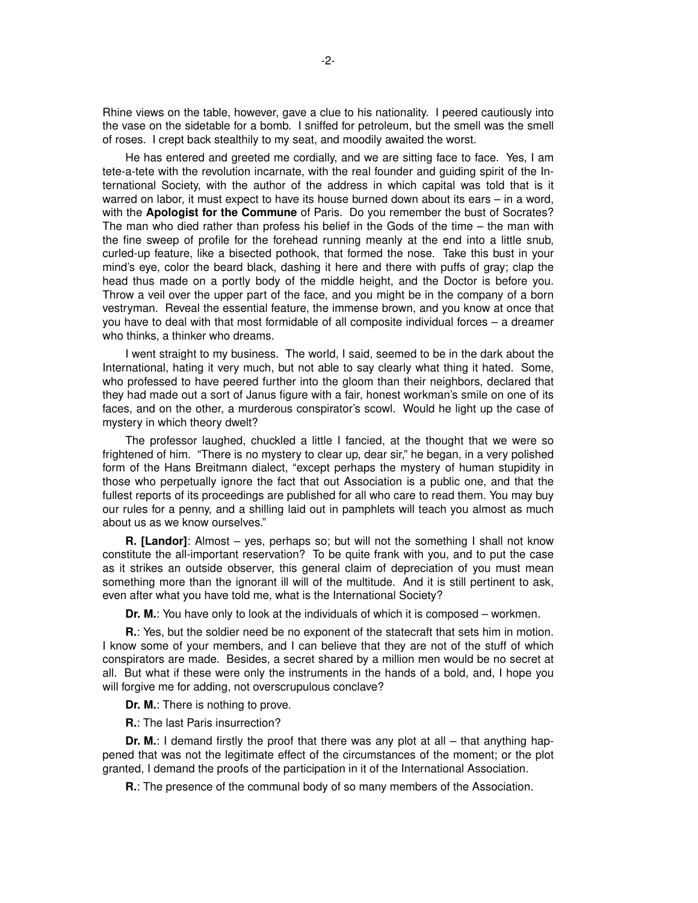Rhine views on the table, however, gave a clue to his nationality. I peered cautiously into the vase on the sidetable for a bomb. I sniffed for petroleum, but the smell was the smell of roses. I crept back stealthily to my seat, and moodily awaited the worst.

He has entered and greeted me cordially, and we are sitting face to face. Yes, I am tete-a-tete with the revolution incarnate, with the real founder and guiding spirit of the International Society, with the author of the address in which capital was told that is it warred on labor, it must expect to have its house burned down about its ears – in a word, with the **Apologist for the Commune** of Paris. Do you remember the bust of Socrates? The man who died rather than profess his belief in the Gods of the time – the man with the fine sweep of profile for the forehead running meanly at the end into a little snub, curled-up feature, like a bisected pothook, that formed the nose. Take this bust in your mind's eye, color the beard black, dashing it here and there with puffs of gray; clap the head thus made on a portly body of the middle height, and the Doctor is before you. Throw a veil over the upper part of the face, and you might be in the company of a born vestryman. Reveal the essential feature, the immense brown, and you know at once that you have to deal with that most formidable of all composite individual forces – a dreamer who thinks, a thinker who dreams.

I went straight to my business. The world, I said, seemed to be in the dark about the International, hating it very much, but not able to say clearly what thing it hated. Some, who professed to have peered further into the gloom than their neighbors, declared that they had made out a sort of Janus figure with a fair, honest workman's smile on one of its faces, and on the other, a murderous conspirator's scowl. Would he light up the case of mystery in which theory dwelt?

The professor laughed, chuckled a little I fancied, at the thought that we were so frightened of him. "There is no mystery to clear up, dear sir," he began, in a very polished form of the Hans Breitmann dialect, "except perhaps the mystery of human stupidity in those who perpetually ignore the fact that out Association is a public one, and that the fullest reports of its proceedings are published for all who care to read them. You may buy our rules for a penny, and a shilling laid out in pamphlets will teach you almost as much about us as we know ourselves."

**R. [Landor]**: Almost – yes, perhaps so; but will not the something I shall not know constitute the all-important reservation? To be quite frank with you, and to put the case as it strikes an outside observer, this general claim of depreciation of you must mean something more than the ignorant ill will of the multitude. And it is still pertinent to ask, even after what you have told me, what is the International Society?

**Dr. M.**: You have only to look at the individuals of which it is composed – workmen.

**R.**: Yes, but the soldier need be no exponent of the statecraft that sets him in motion. I know some of your members, and I can believe that they are not of the stuff of which conspirators are made. Besides, a secret shared by a million men would be no secret at all. But what if these were only the instruments in the hands of a bold, and, I hope you will forgive me for adding, not overscrupulous conclave?

**Dr. M.**: There is nothing to prove.

**R.**: The last Paris insurrection?

**Dr. M.**: I demand firstly the proof that there was any plot at all – that anything happened that was not the legitimate effect of the circumstances of the moment; or the plot granted, I demand the proofs of the participation in it of the International Association.

**R.**: The presence of the communal body of so many members of the Association.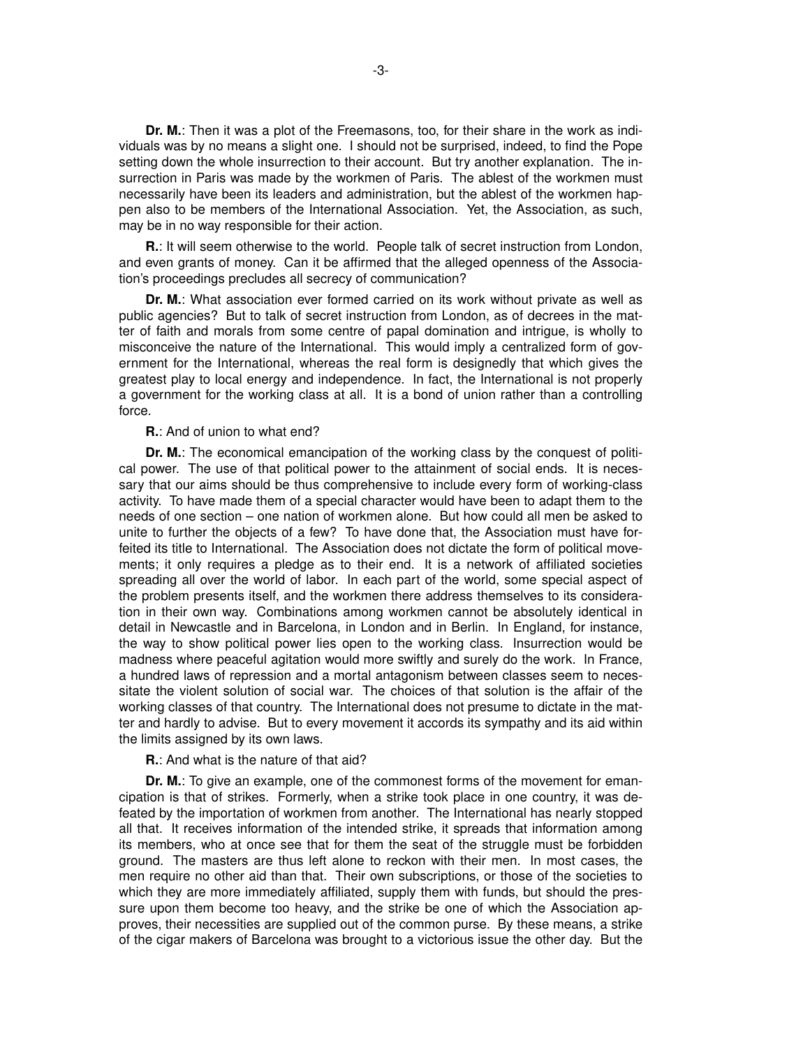**Dr. M.**: Then it was a plot of the Freemasons, too, for their share in the work as individuals was by no means a slight one. I should not be surprised, indeed, to find the Pope setting down the whole insurrection to their account. But try another explanation. The insurrection in Paris was made by the workmen of Paris. The ablest of the workmen must necessarily have been its leaders and administration, but the ablest of the workmen happen also to be members of the International Association. Yet, the Association, as such, may be in no way responsible for their action.

**R.**: It will seem otherwise to the world. People talk of secret instruction from London, and even grants of money. Can it be affirmed that the alleged openness of the Association's proceedings precludes all secrecy of communication?

**Dr. M.**: What association ever formed carried on its work without private as well as public agencies? But to talk of secret instruction from London, as of decrees in the matter of faith and morals from some centre of papal domination and intrigue, is wholly to misconceive the nature of the International. This would imply a centralized form of government for the International, whereas the real form is designedly that which gives the greatest play to local energy and independence. In fact, the International is not properly a government for the working class at all. It is a bond of union rather than a controlling force.

**R.**: And of union to what end?

**Dr. M.**: The economical emancipation of the working class by the conquest of political power. The use of that political power to the attainment of social ends. It is necessary that our aims should be thus comprehensive to include every form of working-class activity. To have made them of a special character would have been to adapt them to the needs of one section – one nation of workmen alone. But how could all men be asked to unite to further the objects of a few? To have done that, the Association must have forfeited its title to International. The Association does not dictate the form of political movements; it only requires a pledge as to their end. It is a network of affiliated societies spreading all over the world of labor. In each part of the world, some special aspect of the problem presents itself, and the workmen there address themselves to its consideration in their own way. Combinations among workmen cannot be absolutely identical in detail in Newcastle and in Barcelona, in London and in Berlin. In England, for instance, the way to show political power lies open to the working class. Insurrection would be madness where peaceful agitation would more swiftly and surely do the work. In France, a hundred laws of repression and a mortal antagonism between classes seem to necessitate the violent solution of social war. The choices of that solution is the affair of the working classes of that country. The International does not presume to dictate in the matter and hardly to advise. But to every movement it accords its sympathy and its aid within the limits assigned by its own laws.

**R.**: And what is the nature of that aid?

**Dr. M.**: To give an example, one of the commonest forms of the movement for emancipation is that of strikes. Formerly, when a strike took place in one country, it was defeated by the importation of workmen from another. The International has nearly stopped all that. It receives information of the intended strike, it spreads that information among its members, who at once see that for them the seat of the struggle must be forbidden ground. The masters are thus left alone to reckon with their men. In most cases, the men require no other aid than that. Their own subscriptions, or those of the societies to which they are more immediately affiliated, supply them with funds, but should the pressure upon them become too heavy, and the strike be one of which the Association approves, their necessities are supplied out of the common purse. By these means, a strike of the cigar makers of Barcelona was brought to a victorious issue the other day. But the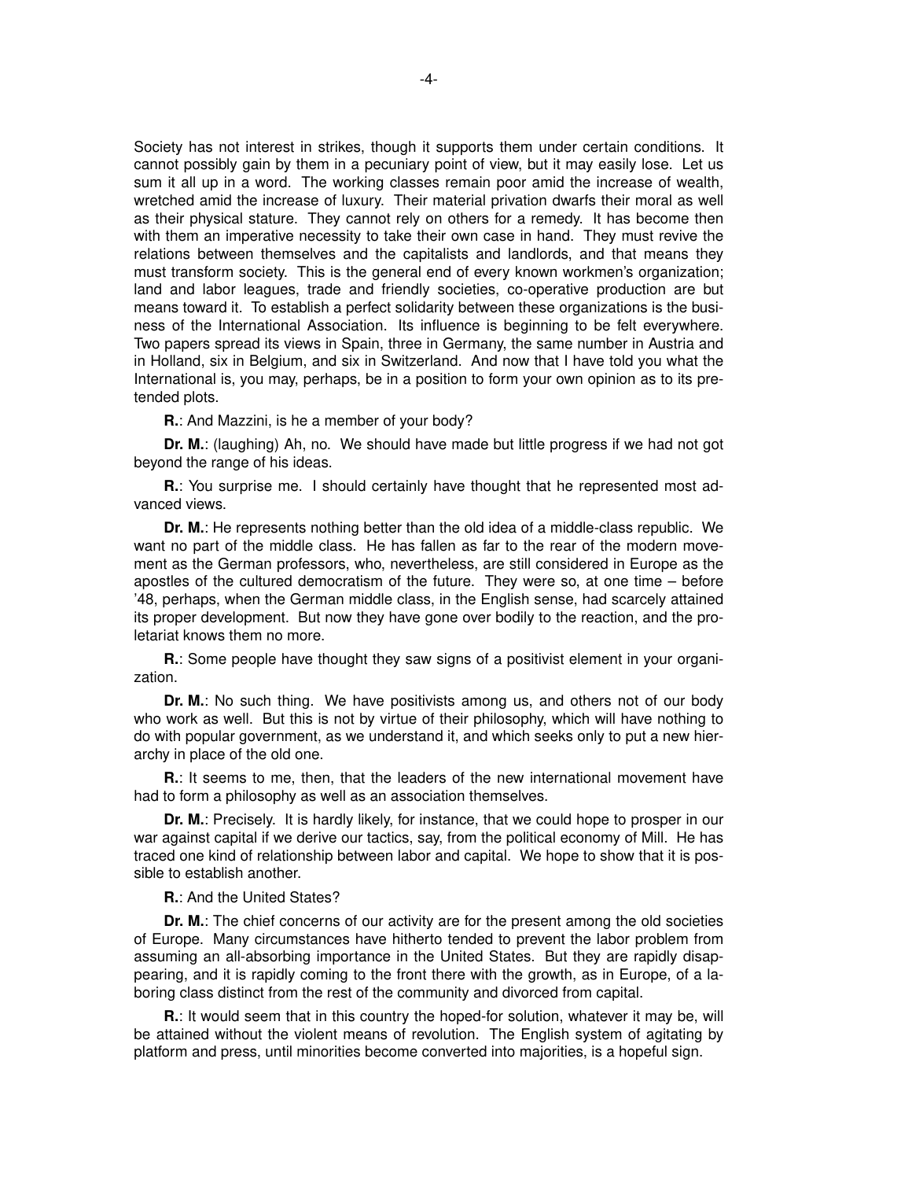Society has not interest in strikes, though it supports them under certain conditions. It cannot possibly gain by them in a pecuniary point of view, but it may easily lose. Let us sum it all up in a word. The working classes remain poor amid the increase of wealth, wretched amid the increase of luxury. Their material privation dwarfs their moral as well as their physical stature. They cannot rely on others for a remedy. It has become then with them an imperative necessity to take their own case in hand. They must revive the relations between themselves and the capitalists and landlords, and that means they must transform society. This is the general end of every known workmen's organization; land and labor leagues, trade and friendly societies, co-operative production are but means toward it. To establish a perfect solidarity between these organizations is the business of the International Association. Its influence is beginning to be felt everywhere. Two papers spread its views in Spain, three in Germany, the same number in Austria and in Holland, six in Belgium, and six in Switzerland. And now that I have told you what the International is, you may, perhaps, be in a position to form your own opinion as to its pretended plots.

**R.**: And Mazzini, is he a member of your body?

**Dr. M.**: (laughing) Ah, no. We should have made but little progress if we had not got beyond the range of his ideas.

**R.**: You surprise me. I should certainly have thought that he represented most advanced views.

**Dr. M.**: He represents nothing better than the old idea of a middle-class republic. We want no part of the middle class. He has fallen as far to the rear of the modern movement as the German professors, who, nevertheless, are still considered in Europe as the apostles of the cultured democratism of the future. They were so, at one time – before '48, perhaps, when the German middle class, in the English sense, had scarcely attained its proper development. But now they have gone over bodily to the reaction, and the proletariat knows them no more.

**R.**: Some people have thought they saw signs of a positivist element in your organization.

**Dr. M.**: No such thing. We have positivists among us, and others not of our body who work as well. But this is not by virtue of their philosophy, which will have nothing to do with popular government, as we understand it, and which seeks only to put a new hierarchy in place of the old one.

**R.**: It seems to me, then, that the leaders of the new international movement have had to form a philosophy as well as an association themselves.

**Dr. M.**: Precisely. It is hardly likely, for instance, that we could hope to prosper in our war against capital if we derive our tactics, say, from the political economy of Mill. He has traced one kind of relationship between labor and capital. We hope to show that it is possible to establish another.

**R.**: And the United States?

**Dr. M.**: The chief concerns of our activity are for the present among the old societies of Europe. Many circumstances have hitherto tended to prevent the labor problem from assuming an all-absorbing importance in the United States. But they are rapidly disappearing, and it is rapidly coming to the front there with the growth, as in Europe, of a laboring class distinct from the rest of the community and divorced from capital.

**R.**: It would seem that in this country the hoped-for solution, whatever it may be, will be attained without the violent means of revolution. The English system of agitating by platform and press, until minorities become converted into majorities, is a hopeful sign.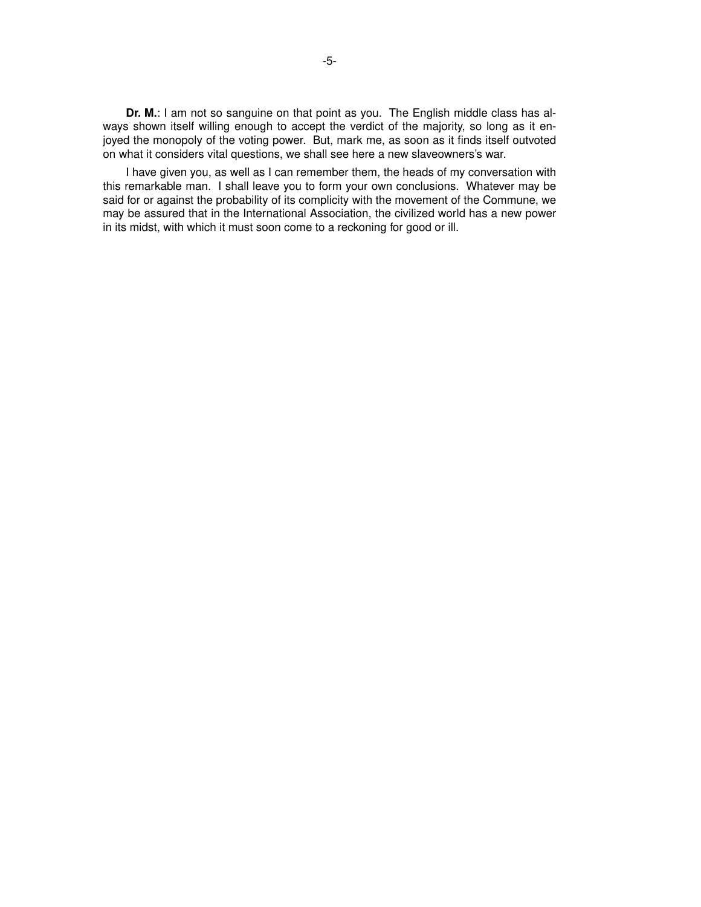**Dr. M.**: I am not so sanguine on that point as you. The English middle class has always shown itself willing enough to accept the verdict of the majority, so long as it enjoyed the monopoly of the voting power. But, mark me, as soon as it finds itself outvoted on what it considers vital questions, we shall see here a new slaveowners's war.

I have given you, as well as I can remember them, the heads of my conversation with this remarkable man. I shall leave you to form your own conclusions. Whatever may be said for or against the probability of its complicity with the movement of the Commune, we may be assured that in the International Association, the civilized world has a new power in its midst, with which it must soon come to a reckoning for good or ill.